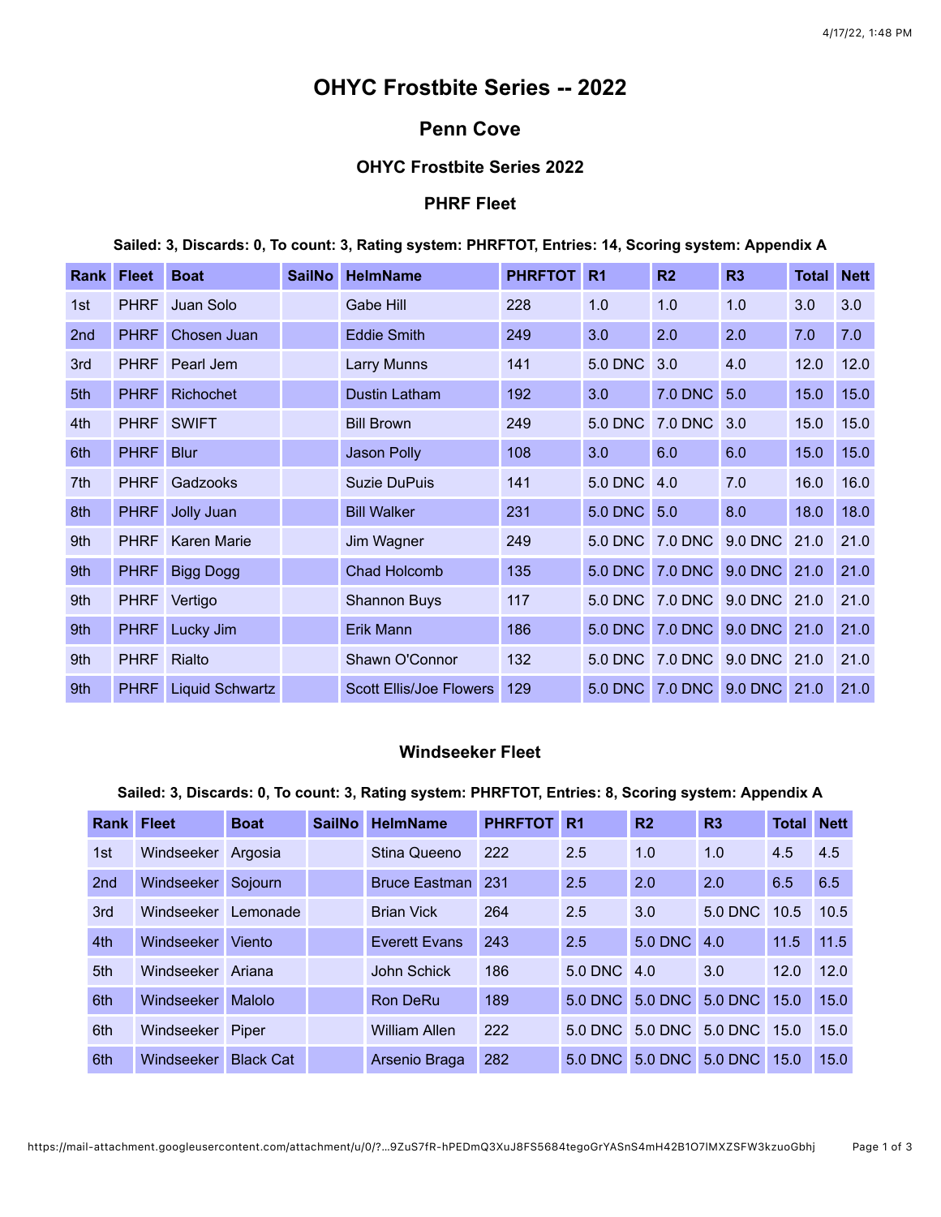# OHYC Frostbite Series -- 2022

## Penn Cove

### OHYC Frostbite Series 2022

### PHRF Fleet

**Sailed: 3, Discards: 0, To count: 3, Rating system: PHRFTOT, Entries: 14, Scoring system: Appendix A**

| Rank | Fleet | Boat | SailNo | HelmName | PHRFTOT | R1 | R2 | R3 | Total | Nett |
|---|---|---|---|---|---|---|---|---|---|---|
| 1st | PHRF | Juan Solo | | Gabe Hill | 228 | 1.0 | 1.0 | 1.0 | 3.0 | 3.0 |
| 2nd | PHRF | Chosen Juan | | Eddie Smith | 249 | 3.0 | 2.0 | 2.0 | 7.0 | 7.0 |
| 3rd | PHRF | Pearl Jem | | Larry Munns | 141 | 5.0 DNC | 3.0 | 4.0 | 12.0 | 12.0 |
| 5th | PHRF | Richochet | | Dustin Latham | 192 | 3.0 | 7.0 DNC | 5.0 | 15.0 | 15.0 |
| 4th | PHRF | SWIFT | | Bill Brown | 249 | 5.0 DNC | 7.0 DNC | 3.0 | 15.0 | 15.0 |
| 6th | PHRF | Blur | | Jason Polly | 108 | 3.0 | 6.0 | 6.0 | 15.0 | 15.0 |
| 7th | PHRF | Gadzooks | | Suzie DuPuis | 141 | 5.0 DNC | 4.0 | 7.0 | 16.0 | 16.0 |
| 8th | PHRF | Jolly Juan | | Bill Walker | 231 | 5.0 DNC | 5.0 | 8.0 | 18.0 | 18.0 |
| 9th | PHRF | Karen Marie | | Jim Wagner | 249 | 5.0 DNC | 7.0 DNC | 9.0 DNC | 21.0 | 21.0 |
| 9th | PHRF | Bigg Dogg | | Chad Holcomb | 135 | 5.0 DNC | 7.0 DNC | 9.0 DNC | 21.0 | 21.0 |
| 9th | PHRF | Vertigo | | Shannon Buys | 117 | 5.0 DNC | 7.0 DNC | 9.0 DNC | 21.0 | 21.0 |
| 9th | PHRF | Lucky Jim | | Erik Mann | 186 | 5.0 DNC | 7.0 DNC | 9.0 DNC | 21.0 | 21.0 |
| 9th | PHRF | Rialto | | Shawn O'Connor | 132 | 5.0 DNC | 7.0 DNC | 9.0 DNC | 21.0 | 21.0 |
| 9th | PHRF | Liquid Schwartz | | Scott Ellis/Joe Flowers | 129 | 5.0 DNC | 7.0 DNC | 9.0 DNC | 21.0 | 21.0 |

### Windseeker Fleet

**Sailed: 3, Discards: 0, To count: 3, Rating system: PHRFTOT, Entries: 8, Scoring system: Appendix A**

| Rank | Fleet | Boat | SailNo | HelmName | PHRFTOT | R1 | R2 | R3 | Total | Nett |
|---|---|---|---|---|---|---|---|---|---|---|
| 1st | Windseeker | Argosia | | Stina Queeno | 222 | 2.5 | 1.0 | 1.0 | 4.5 | 4.5 |
| 2nd | Windseeker | Sojourn | | Bruce Eastman | 231 | 2.5 | 2.0 | 2.0 | 6.5 | 6.5 |
| 3rd | Windseeker | Lemonade | | Brian Vick | 264 | 2.5 | 3.0 | 5.0 DNC | 10.5 | 10.5 |
| 4th | Windseeker | Viento | | Everett Evans | 243 | 2.5 | 5.0 DNC | 4.0 | 11.5 | 11.5 |
| 5th | Windseeker | Ariana | | John Schick | 186 | 5.0 DNC | 4.0 | 3.0 | 12.0 | 12.0 |
| 6th | Windseeker | Malolo | | Ron DeRu | 189 | 5.0 DNC | 5.0 DNC | 5.0 DNC | 15.0 | 15.0 |
| 6th | Windseeker | Piper | | William Allen | 222 | 5.0 DNC | 5.0 DNC | 5.0 DNC | 15.0 | 15.0 |
| 6th | Windseeker | Black Cat | | Arsenio Braga | 282 | 5.0 DNC | 5.0 DNC | 5.0 DNC | 15.0 | 15.0 |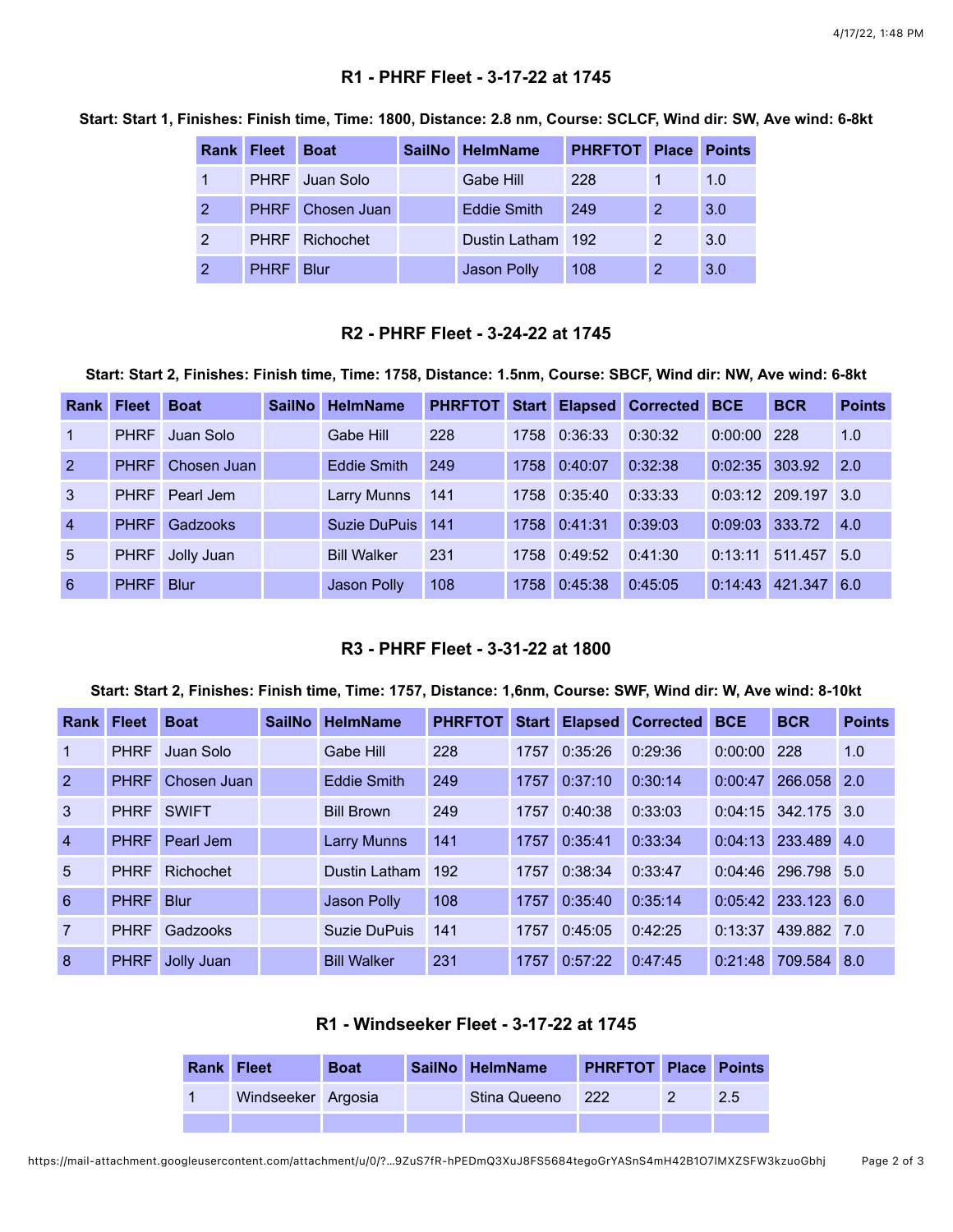## R1 - PHRF Fleet - 3-17-22 at 1745

**Start: Start 1, Finishes: Finish time, Time: 1800, Distance: 2.8 nm, Course: SCLCF, Wind dir: SW, Ave wind: 6-8kt**

| Rank | Fleet | Boat | SailNo | HelmName | PHRFTOT | Place | Points |
|---|---|---|---|---|---|---|---|
| 1 | PHRF | Juan Solo | | Gabe Hill | 228 | 1 | 1.0 |
| 2 | PHRF | Chosen Juan | | Eddie Smith | 249 | 2 | 3.0 |
| 2 | PHRF | Richochet | | Dustin Latham | 192 | 2 | 3.0 |
| 2 | PHRF | Blur | | Jason Polly | 108 | 2 | 3.0 |

## R2 - PHRF Fleet - 3-24-22 at 1745

**Start: Start 2, Finishes: Finish time, Time: 1758, Distance: 1.5nm, Course: SBCF, Wind dir: NW, Ave wind: 6-8kt**

| Rank | Fleet | Boat | SailNo | HelmName | PHRFTOT | Start | Elapsed | Corrected | BCE | BCR | Points |
|---|---|---|---|---|---|---|---|---|---|---|---|
| 1 | PHRF | Juan Solo | | Gabe Hill | 228 | 1758 | 0:36:33 | 0:30:32 | 0:00:00 | 228 | 1.0 |
| 2 | PHRF | Chosen Juan | | Eddie Smith | 249 | 1758 | 0:40:07 | 0:32:38 | 0:02:35 | 303.92 | 2.0 |
| 3 | PHRF | Pearl Jem | | Larry Munns | 141 | 1758 | 0:35:40 | 0:33:33 | 0:03:12 | 209.197 | 3.0 |
| 4 | PHRF | Gadzooks | | Suzie DuPuis | 141 | 1758 | 0:41:31 | 0:39:03 | 0:09:03 | 333.72 | 4.0 |
| 5 | PHRF | Jolly Juan | | Bill Walker | 231 | 1758 | 0:49:52 | 0:41:30 | 0:13:11 | 511.457 | 5.0 |
| 6 | PHRF | Blur | | Jason Polly | 108 | 1758 | 0:45:38 | 0:45:05 | 0:14:43 | 421.347 | 6.0 |

## R3 - PHRF Fleet - 3-31-22 at 1800

**Start: Start 2, Finishes: Finish time, Time: 1757, Distance: 1,6nm, Course: SWF, Wind dir: W, Ave wind: 8-10kt**

| Rank | Fleet | Boat | SailNo | HelmName | PHRFTOT | Start | Elapsed | Corrected | BCE | BCR | Points |
|---|---|---|---|---|---|---|---|---|---|---|---|
| 1 | PHRF | Juan Solo | | Gabe Hill | 228 | 1757 | 0:35:26 | 0:29:36 | 0:00:00 | 228 | 1.0 |
| 2 | PHRF | Chosen Juan | | Eddie Smith | 249 | 1757 | 0:37:10 | 0:30:14 | 0:00:47 | 266.058 | 2.0 |
| 3 | PHRF | SWIFT | | Bill Brown | 249 | 1757 | 0:40:38 | 0:33:03 | 0:04:15 | 342.175 | 3.0 |
| 4 | PHRF | Pearl Jem | | Larry Munns | 141 | 1757 | 0:35:41 | 0:33:34 | 0:04:13 | 233.489 | 4.0 |
| 5 | PHRF | Richochet | | Dustin Latham | 192 | 1757 | 0:38:34 | 0:33:47 | 0:04:46 | 296.798 | 5.0 |
| 6 | PHRF | Blur | | Jason Polly | 108 | 1757 | 0:35:40 | 0:35:14 | 0:05:42 | 233.123 | 6.0 |
| 7 | PHRF | Gadzooks | | Suzie DuPuis | 141 | 1757 | 0:45:05 | 0:42:25 | 0:13:37 | 439.882 | 7.0 |
| 8 | PHRF | Jolly Juan | | Bill Walker | 231 | 1757 | 0:57:22 | 0:47:45 | 0:21:48 | 709.584 | 8.0 |

## R1 - Windseeker Fleet - 3-17-22 at 1745

| Rank | Fleet | Boat | SailNo | HelmName | PHRFTOT | Place | Points |
|---|---|---|---|---|---|---|---|
| 1 | Windseeker | Argosia | | Stina Queeno | 222 | 2 | 2.5 |
| | | | | | | | |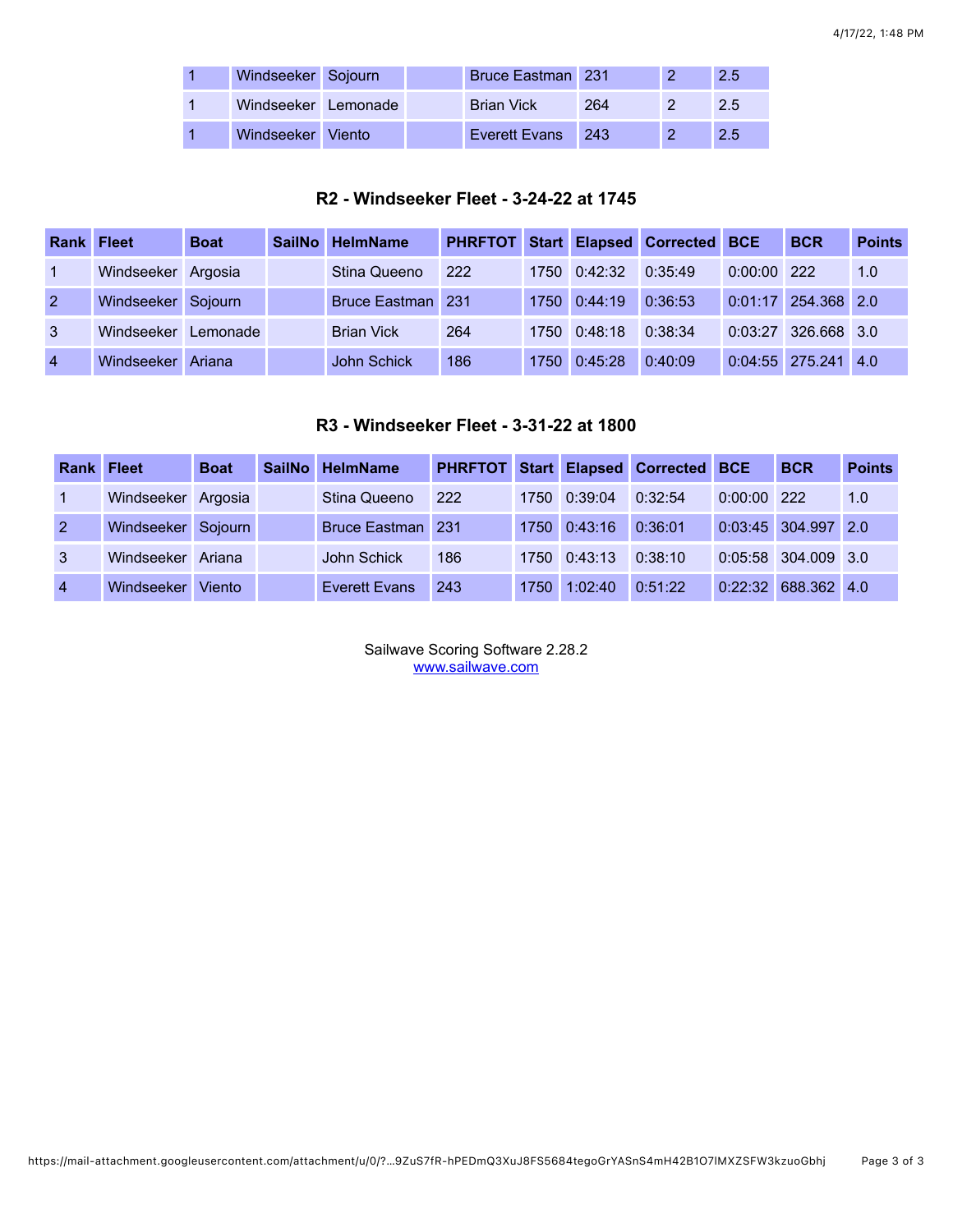| | | | | | | | |
|---|---|---|---|---|---|---|---|
| 1 | Windseeker | Sojourn | | Bruce Eastman | 231 | 2 | 2.5 |
| 1 | Windseeker | Lemonade | | Brian Vick | 264 | 2 | 2.5 |
| 1 | Windseeker | Viento | | Everett Evans | 243 | 2 | 2.5 |

### R2 - Windseeker Fleet - 3-24-22 at 1745

| Rank | Fleet | Boat | SailNo | HelmName | PHRFTOT | Start | Elapsed | Corrected | BCE | BCR | Points |
|---|---|---|---|---|---|---|---|---|---|---|---|
| 1 | Windseeker | Argosia | | Stina Queeno | 222 | 1750 | 0:42:32 | 0:35:49 | 0:00:00 | 222 | 1.0 |
| 2 | Windseeker | Sojourn | | Bruce Eastman | 231 | 1750 | 0:44:19 | 0:36:53 | 0:01:17 | 254.368 | 2.0 |
| 3 | Windseeker | Lemonade | | Brian Vick | 264 | 1750 | 0:48:18 | 0:38:34 | 0:03:27 | 326.668 | 3.0 |
| 4 | Windseeker | Ariana | | John Schick | 186 | 1750 | 0:45:28 | 0:40:09 | 0:04:55 | 275.241 | 4.0 |

### R3 - Windseeker Fleet - 3-31-22 at 1800

| Rank | Fleet | Boat | SailNo | HelmName | PHRFTOT | Start | Elapsed | Corrected | BCE | BCR | Points |
|---|---|---|---|---|---|---|---|---|---|---|---|
| 1 | Windseeker | Argosia | | Stina Queeno | 222 | 1750 | 0:39:04 | 0:32:54 | 0:00:00 | 222 | 1.0 |
| 2 | Windseeker | Sojourn | | Bruce Eastman | 231 | 1750 | 0:43:16 | 0:36:01 | 0:03:45 | 304.997 | 2.0 |
| 3 | Windseeker | Ariana | | John Schick | 186 | 1750 | 0:43:13 | 0:38:10 | 0:05:58 | 304.009 | 3.0 |
| 4 | Windseeker | Viento | | Everett Evans | 243 | 1750 | 1:02:40 | 0:51:22 | 0:22:32 | 688.362 | 4.0 |

Sailwave Scoring Software 2.28.2
www.sailwave.com